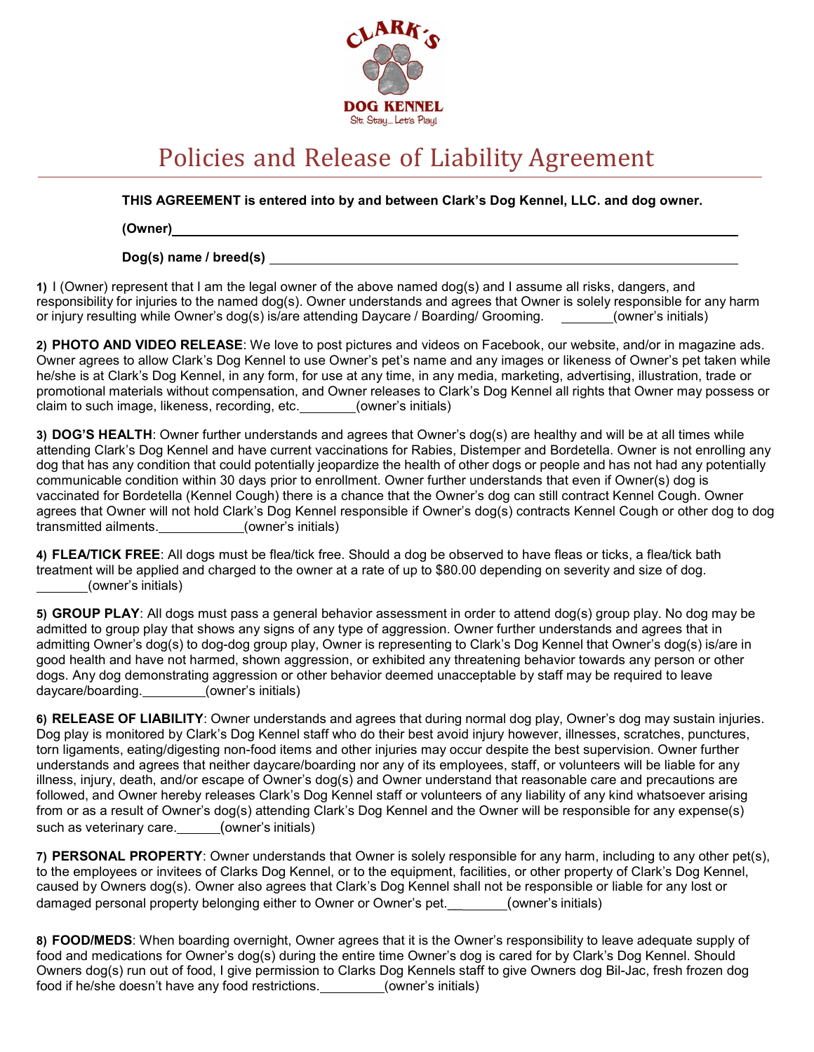CLARK'S

DOG KENNEL

Sit. Stay... Let's Play!

# Policies and Release of Liability Agreement

**THIS AGREEMENT is entered into by and between Clark's Dog Kennel, LLC. and dog owner.**

**(Owner)**______________________________________________________________

**Dog(s) name / breed(s)** ______________________________________________________

**1)** I (Owner) represent that I am the legal owner of the above named dog(s) and I assume all risks, dangers, and responsibility for injuries to the named dog(s). Owner understands and agrees that Owner is solely responsible for any harm or injury resulting while Owner's dog(s) is/are attending Daycare / Boarding/ Grooming. _______(owner's initials)

**2) PHOTO AND VIDEO RELEASE**: We love to post pictures and videos on Facebook, our website, and/or in magazine ads. Owner agrees to allow Clark's Dog Kennel to use Owner's pet's name and any images or likeness of Owner's pet taken while he/she is at Clark's Dog Kennel, in any form, for use at any time, in any media, marketing, advertising, illustration, trade or promotional materials without compensation, and Owner releases to Clark's Dog Kennel all rights that Owner may possess or claim to such image, likeness, recording, etc._______(owner's initials)

**3) DOG'S HEALTH**: Owner further understands and agrees that Owner's dog(s) are healthy and will be at all times while attending Clark's Dog Kennel and have current vaccinations for Rabies, Distemper and Bordetella. Owner is not enrolling any dog that has any condition that could potentially jeopardize the health of other dogs or people and has not had any potentially communicable condition within 30 days prior to enrollment. Owner further understands that even if Owner(s) dog is vaccinated for Bordetella (Kennel Cough) there is a chance that the Owner's dog can still contract Kennel Cough. Owner agrees that Owner will not hold Clark's Dog Kennel responsible if Owner's dog(s) contracts Kennel Cough or other dog to dog transmitted ailments.___________(owner's initials)

**4) FLEA/TICK FREE**: All dogs must be flea/tick free. Should a dog be observed to have fleas or ticks, a flea/tick bath treatment will be applied and charged to the owner at a rate of up to $80.00 depending on severity and size of dog. _______(owner's initials)

**5) GROUP PLAY**: All dogs must pass a general behavior assessment in order to attend dog(s) group play. No dog may be admitted to group play that shows any signs of any type of aggression. Owner further understands and agrees that in admitting Owner's dog(s) to dog-dog group play, Owner is representing to Clark's Dog Kennel that Owner's dog(s) is/are in good health and have not harmed, shown aggression, or exhibited any threatening behavior towards any person or other dogs. Any dog demonstrating aggression or other behavior deemed unacceptable by staff may be required to leave daycare/boarding._________(owner's initials)

**6) RELEASE OF LIABILITY**: Owner understands and agrees that during normal dog play, Owner's dog may sustain injuries. Dog play is monitored by Clark's Dog Kennel staff who do their best avoid injury however, illnesses, scratches, punctures, torn ligaments, eating/digesting non-food items and other injuries may occur despite the best supervision. Owner further understands and agrees that neither daycare/boarding nor any of its employees, staff, or volunteers will be liable for any illness, injury, death, and/or escape of Owner's dog(s) and Owner understand that reasonable care and precautions are followed, and Owner hereby releases Clark's Dog Kennel staff or volunteers of any liability of any kind whatsoever arising from or as a result of Owner's dog(s) attending Clark's Dog Kennel and the Owner will be responsible for any expense(s) such as veterinary care.______(owner's initials)

**7) PERSONAL PROPERTY**: Owner understands that Owner is solely responsible for any harm, including to any other pet(s), to the employees or invitees of Clarks Dog Kennel, or to the equipment, facilities, or other property of Clark's Dog Kennel, caused by Owners dog(s). Owner also agrees that Clark's Dog Kennel shall not be responsible or liable for any lost or damaged personal property belonging either to Owner or Owner's pet.________(owner's initials)

**8) FOOD/MEDS**: When boarding overnight, Owner agrees that it is the Owner's responsibility to leave adequate supply of food and medications for Owner's dog(s) during the entire time Owner's dog is cared for by Clark's Dog Kennel. Should Owners dog(s) run out of food, I give permission to Clarks Dog Kennels staff to give Owners dog Bil-Jac, fresh frozen dog food if he/she doesn't have any food restrictions._________(owner's initials)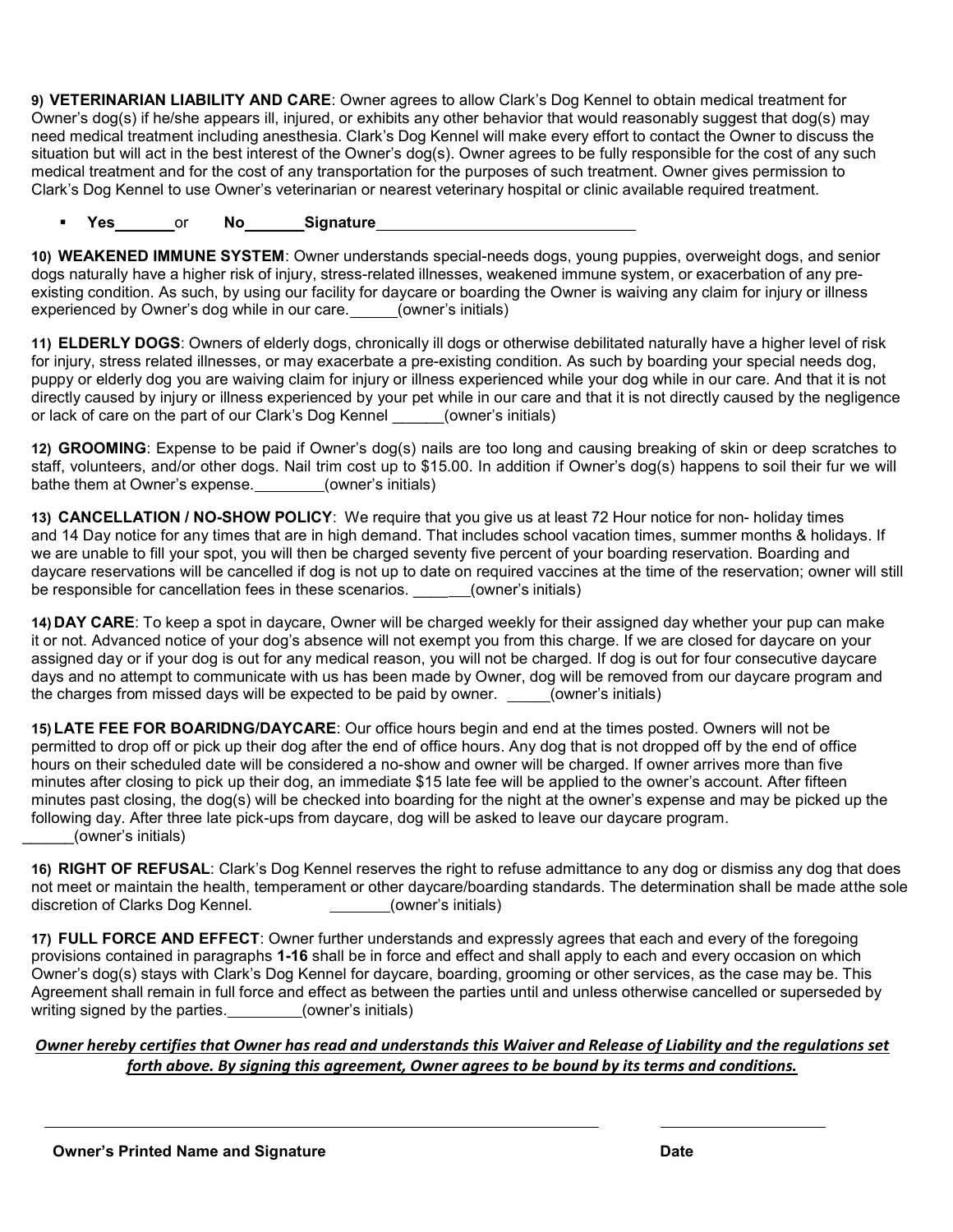**9) VETERINARIAN LIABILITY AND CARE**: Owner agrees to allow Clark's Dog Kennel to obtain medical treatment for Owner's dog(s) if he/she appears ill, injured, or exhibits any other behavior that would reasonably suggest that dog(s) may need medical treatment including anesthesia. Clark's Dog Kennel will make every effort to contact the Owner to discuss the situation but will act in the best interest of the Owner's dog(s). Owner agrees to be fully responsible for the cost of any such medical treatment and for the cost of any transportation for the purposes of such treatment. Owner gives permission to Clark's Dog Kennel to use Owner's veterinarian or nearest veterinary hospital or clinic available required treatment.

- **Yes\_\_\_\_\_\_\_** or **No\_\_\_\_\_\_\_ Signature\_\_\_\_\_\_\_\_\_\_\_\_\_\_\_\_\_\_\_\_\_\_\_\_\_\_\_\_\_\_**

**10) WEAKENED IMMUNE SYSTEM**: Owner understands special-needs dogs, young puppies, overweight dogs, and senior dogs naturally have a higher risk of injury, stress-related illnesses, weakened immune system, or exacerbation of any pre-existing condition. As such, by using our facility for daycare or boarding the Owner is waiving any claim for injury or illness experienced by Owner's dog while in our care.\_\_\_\_\_\_(owner's initials)

**11) ELDERLY DOGS**: Owners of elderly dogs, chronically ill dogs or otherwise debilitated naturally have a higher level of risk for injury, stress related illnesses, or may exacerbate a pre-existing condition. As such by boarding your special needs dog, puppy or elderly dog you are waiving claim for injury or illness experienced while your dog while in our care. And that it is not directly caused by injury or illness experienced by your pet while in our care and that it is not directly caused by the negligence or lack of care on the part of our Clark's Dog Kennel \_\_\_\_\_\_(owner's initials)

**12) GROOMING**: Expense to be paid if Owner's dog(s) nails are too long and causing breaking of skin or deep scratches to staff, volunteers, and/or other dogs. Nail trim cost up to $15.00. In addition if Owner's dog(s) happens to soil their fur we will bathe them at Owner's expense.\_\_\_\_\_\_\_\_(owner's initials)

**13) CANCELLATION / NO-SHOW POLICY**: We require that you give us at least 72 Hour notice for non- holiday times and 14 Day notice for any times that are in high demand. That includes school vacation times, summer months & holidays. If we are unable to fill your spot, you will then be charged seventy five percent of your boarding reservation. Boarding and daycare reservations will be cancelled if dog is not up to date on required vaccines at the time of the reservation; owner will still be responsible for cancellation fees in these scenarios. \_\_\_\_\_\_\_(owner's initials)

**14) DAY CARE**: To keep a spot in daycare, Owner will be charged weekly for their assigned day whether your pup can make it or not. Advanced notice of your dog's absence will not exempt you from this charge. If we are closed for daycare on your assigned day or if your dog is out for any medical reason, you will not be charged. If dog is out for four consecutive daycare days and no attempt to communicate with us has been made by Owner, dog will be removed from our daycare program and the charges from missed days will be expected to be paid by owner. \_\_\_\_\_(owner's initials)

**15) LATE FEE FOR BOARIDNG/DAYCARE**: Our office hours begin and end at the times posted. Owners will not be permitted to drop off or pick up their dog after the end of office hours. Any dog that is not dropped off by the end of office hours on their scheduled date will be considered a no-show and owner will be charged. If owner arrives more than five minutes after closing to pick up their dog, an immediate $15 late fee will be applied to the owner's account. After fifteen minutes past closing, the dog(s) will be checked into boarding for the night at the owner's expense and may be picked up the following day. After three late pick-ups from daycare, dog will be asked to leave our daycare program. \_\_\_\_\_\_(owner's initials)

**16) RIGHT OF REFUSAL**: Clark's Dog Kennel reserves the right to refuse admittance to any dog or dismiss any dog that does not meet or maintain the health, temperament or other daycare/boarding standards. The determination shall be made atthe sole discretion of Clarks Dog Kennel. \_\_\_\_\_\_\_(owner's initials)

**17) FULL FORCE AND EFFECT**: Owner further understands and expressly agrees that each and every of the foregoing provisions contained in paragraphs **1-16** shall be in force and effect and shall apply to each and every occasion on which Owner's dog(s) stays with Clark's Dog Kennel for daycare, boarding, grooming or other services, as the case may be. This Agreement shall remain in full force and effect as between the parties until and unless otherwise cancelled or superseded by writing signed by the parties.\_\_\_\_\_\_\_\_\_(owner's initials)

***Owner hereby certifies that Owner has read and understands this Waiver and Release of Liability and the regulations set forth above. By signing this agreement, Owner agrees to be bound by its terms and conditions.***

\_\_\_\_\_\_\_\_\_\_\_\_\_\_\_\_\_\_\_\_\_\_\_\_\_\_\_\_\_\_\_\_\_\_\_\_\_\_\_\_\_\_\_\_\_\_\_\_\_\_\_\_ \_\_\_\_\_\_\_\_\_\_\_\_\_\_\_\_\_\_\_\_

**Owner's Printed Name and Signature** **Date**